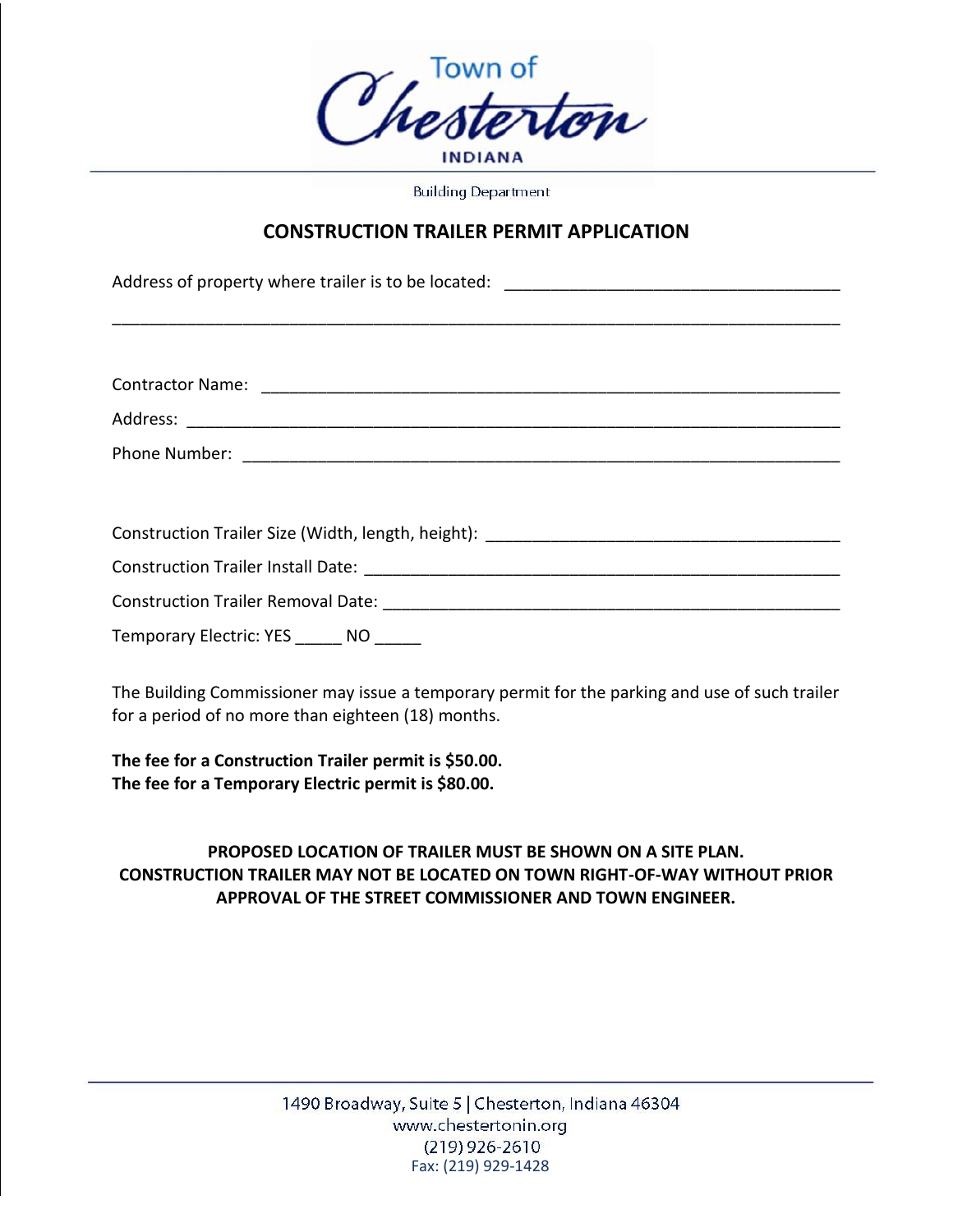Town of Chesterton

INDIANA

Building Department

## CONSTRUCTION TRAILER PERMIT APPLICATION

Address of property where trailer is to be located: ____________________________________

________________________________________________________________________________

Contractor Name: ________________________________________________________________

Address: ______________________________________________________________________

Phone Number: __________________________________________________________________

Construction Trailer Size (Width, length, height): ______________________________________

Construction Trailer Install Date: ___________________________________________________

Construction Trailer Removal Date: _________________________________________________

Temporary Electric: YES _____ NO _____

The Building Commissioner may issue a temporary permit for the parking and use of such trailer for a period of no more than eighteen (18) months.

**The fee for a Construction Trailer permit is $50.00.**
**The fee for a Temporary Electric permit is $80.00.**

**PROPOSED LOCATION OF TRAILER MUST BE SHOWN ON A SITE PLAN.**
**CONSTRUCTION TRAILER MAY NOT BE LOCATED ON TOWN RIGHT-OF-WAY WITHOUT PRIOR APPROVAL OF THE STREET COMMISSIONER AND TOWN ENGINEER.**

1490 Broadway, Suite 5 | Chesterton, Indiana 46304
www.chestertonin.org
(219) 926-2610
Fax: (219) 929-1428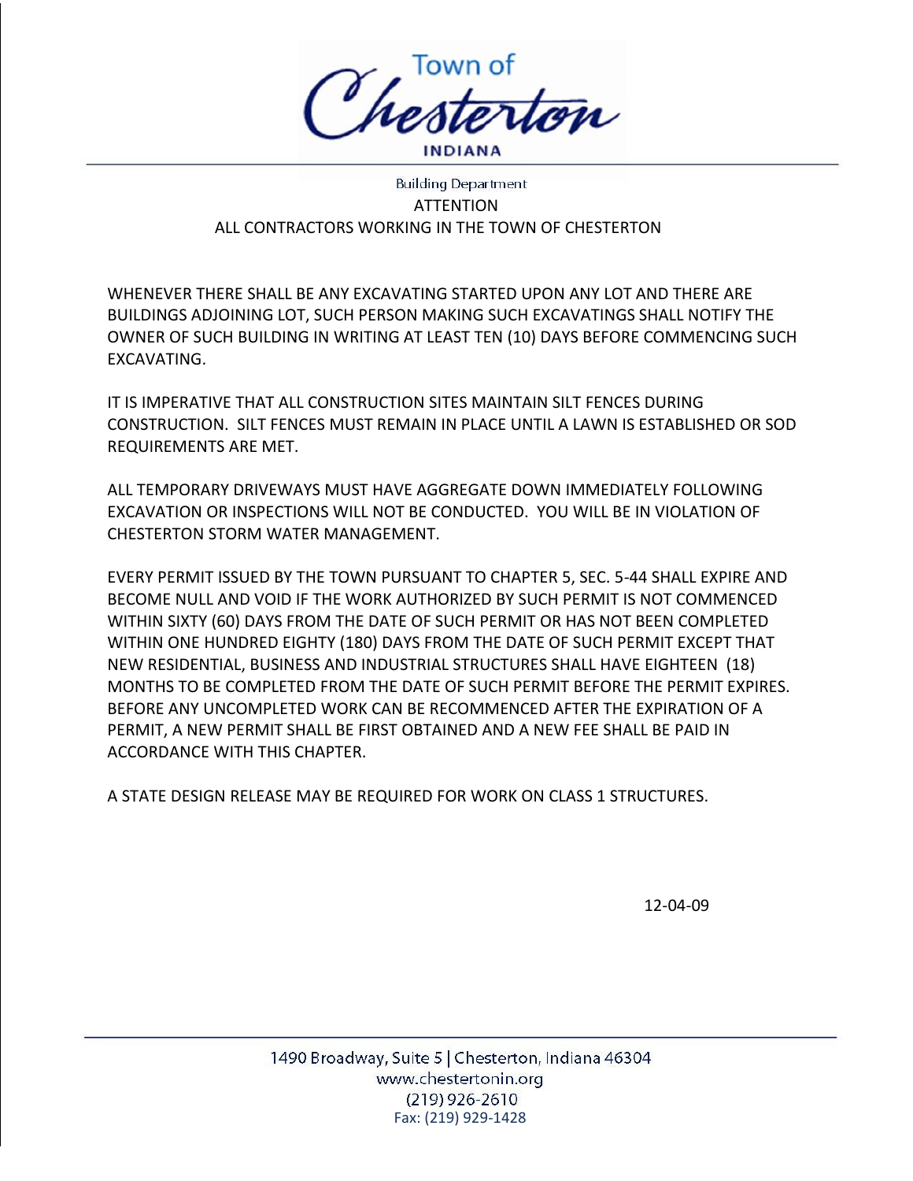Town of Chesterton INDIANA

Building Department

ATTENTION

ALL CONTRACTORS WORKING IN THE TOWN OF CHESTERTON

WHENEVER THERE SHALL BE ANY EXCAVATING STARTED UPON ANY LOT AND THERE ARE BUILDINGS ADJOINING LOT, SUCH PERSON MAKING SUCH EXCAVATINGS SHALL NOTIFY THE OWNER OF SUCH BUILDING IN WRITING AT LEAST TEN (10) DAYS BEFORE COMMENCING SUCH EXCAVATING.

IT IS IMPERATIVE THAT ALL CONSTRUCTION SITES MAINTAIN SILT FENCES DURING CONSTRUCTION. SILT FENCES MUST REMAIN IN PLACE UNTIL A LAWN IS ESTABLISHED OR SOD REQUIREMENTS ARE MET.

ALL TEMPORARY DRIVEWAYS MUST HAVE AGGREGATE DOWN IMMEDIATELY FOLLOWING EXCAVATION OR INSPECTIONS WILL NOT BE CONDUCTED. YOU WILL BE IN VIOLATION OF CHESTERTON STORM WATER MANAGEMENT.

EVERY PERMIT ISSUED BY THE TOWN PURSUANT TO CHAPTER 5, SEC. 5-44 SHALL EXPIRE AND BECOME NULL AND VOID IF THE WORK AUTHORIZED BY SUCH PERMIT IS NOT COMMENCED WITHIN SIXTY (60) DAYS FROM THE DATE OF SUCH PERMIT OR HAS NOT BEEN COMPLETED WITHIN ONE HUNDRED EIGHTY (180) DAYS FROM THE DATE OF SUCH PERMIT EXCEPT THAT NEW RESIDENTIAL, BUSINESS AND INDUSTRIAL STRUCTURES SHALL HAVE EIGHTEEN (18) MONTHS TO BE COMPLETED FROM THE DATE OF SUCH PERMIT BEFORE THE PERMIT EXPIRES. BEFORE ANY UNCOMPLETED WORK CAN BE RECOMMENCED AFTER THE EXPIRATION OF A PERMIT, A NEW PERMIT SHALL BE FIRST OBTAINED AND A NEW FEE SHALL BE PAID IN ACCORDANCE WITH THIS CHAPTER.

A STATE DESIGN RELEASE MAY BE REQUIRED FOR WORK ON CLASS 1 STRUCTURES.

12-04-09

1490 Broadway, Suite 5 | Chesterton, Indiana 46304
www.chestertonin.org
(219) 926-2610
Fax: (219) 929-1428